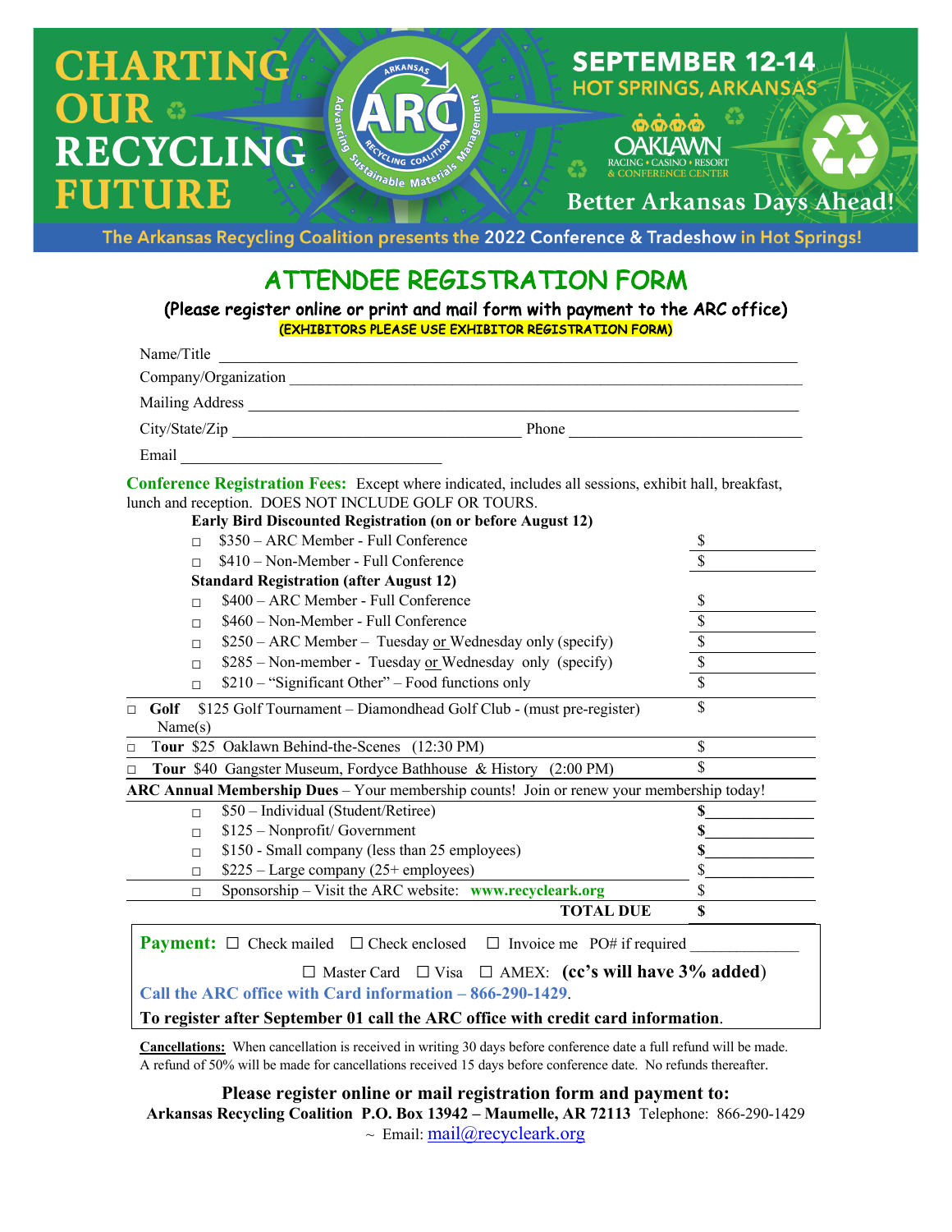# CHARTING OUR RECYCLING FUTURE

ARKANSAS ARC RECYCLING COALITION – Advancing Sustainable Materials Management

**SEPTEMBER 12-14**
**HOT SPRINGS, ARKANSAS**

OAKLAWN RACING • CASINO • RESORT & CONFERENCE CENTER

**Better Arkansas Days Ahead!**

The Arkansas Recycling Coalition presents the **2022 Conference & Tradeshow** in Hot Springs!

## ATTENDEE REGISTRATION FORM

(Please register online or print and mail form with payment to the ARC office)

**(EXHIBITORS PLEASE USE EXHIBITOR REGISTRATION FORM)**

Name/Title ______________________________________________

Company/Organization ______________________________________________

Mailing Address ______________________________________________

City/State/Zip ______________________ Phone ______________________

Email ______________________

**Conference Registration Fees:** Except where indicated, includes all sessions, exhibit hall, breakfast, lunch and reception. DOES NOT INCLUDE GOLF OR TOURS.

**Early Bird Discounted Registration (on or before August 12)**

- ☐ $350 – ARC Member - Full Conference $______
- ☐ $410 – Non-Member - Full Conference $______

**Standard Registration (after August 12)**

- ☐ $400 – ARC Member - Full Conference $______
- ☐ $460 – Non-Member - Full Conference $______
- ☐ $250 – ARC Member – Tuesday or Wednesday only (specify) $______
- ☐ $285 – Non-member - Tuesday or Wednesday only (specify) $______
- ☐ $210 – "Significant Other" – Food functions only $______

☐ **Golf** $125 Golf Tournament – Diamondhead Golf Club - (must pre-register) $______
Name(s)

☐ **Tour** $25 Oaklawn Behind-the-Scenes (12:30 PM) $______

☐ **Tour** $40 Gangster Museum, Fordyce Bathhouse & History (2:00 PM) $______

**ARC Annual Membership Dues** – Your membership counts! Join or renew your membership today!

- ☐ $50 – Individual (Student/Retiree) $______
- ☐ $125 – Nonprofit/ Government $______
- ☐ $150 - Small company (less than 25 employees) $______
- ☐ $225 – Large company (25+ employees) $______
- ☐ Sponsorship – Visit the ARC website: **www.recycleark.org** $______

**TOTAL DUE $______**

**Payment:** ☐ Check mailed ☐ Check enclosed ☐ Invoice me PO# if required ____________

☐ Master Card ☐ Visa ☐ AMEX: **(cc's will have 3% added)**

**Call the ARC office with Card information – 866-290-1429.**

**To register after September 01 call the ARC office with credit card information.**

**Cancellations:** When cancellation is received in writing 30 days before conference date a full refund will be made. A refund of 50% will be made for cancellations received 15 days before conference date. No refunds thereafter.

**Please register online or mail registration form and payment to:**
**Arkansas Recycling Coalition P.O. Box 13942 – Maumelle, AR 72113** Telephone: 866-290-1429
~ Email: mail@recycleark.org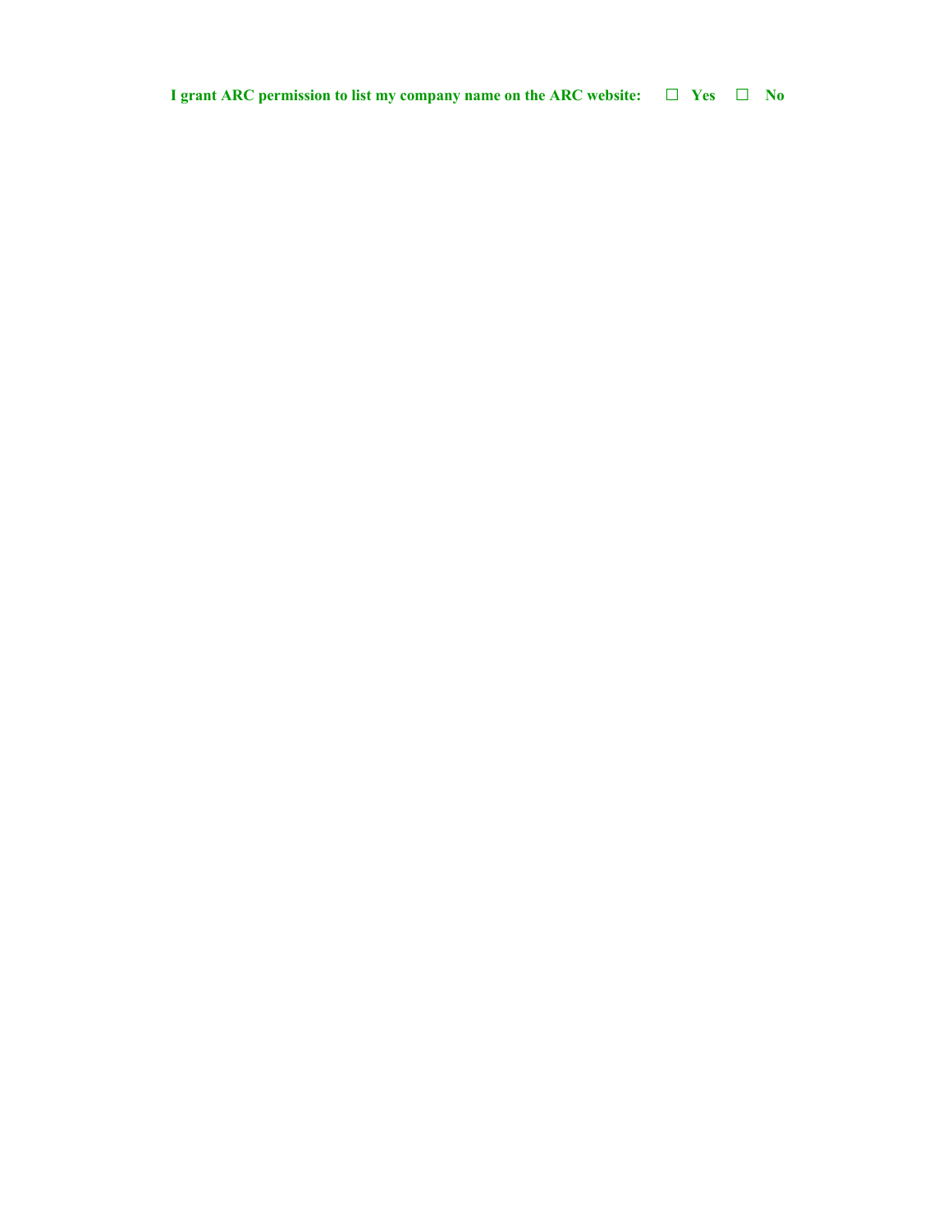**I grant ARC permission to list my company name on the ARC website:   ☐ Yes   ☐ No**